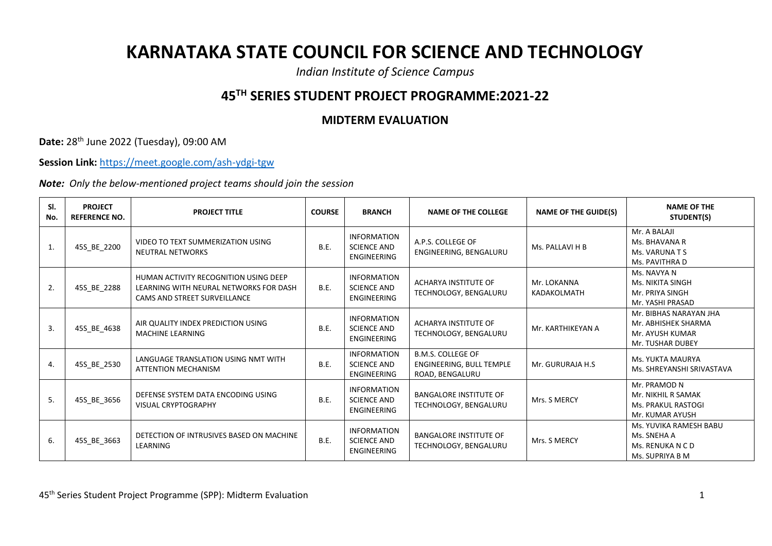# KARNATAKA STATE COUNCIL FOR SCIENCE AND TECHNOLOGY

*Indian Institute of Science Campus*

## 45TH SERIES STUDENT PROJECT PROGRAMME:2021-22

### MIDTERM EVALUATION

**Date:** 28th June 2022 (Tuesday), 09:00 AM

**Session Link:** https://meet.google.com/ash-ydgi-tgw

***Note:*** *Only the below-mentioned project teams should join the session*

| Sl. No. | PROJECT REFERENCE NO. | PROJECT TITLE | COURSE | BRANCH | NAME OF THE COLLEGE | NAME OF THE GUIDE(S) | NAME OF THE STUDENT(S) |
|---|---|---|---|---|---|---|---|
| 1. | 45S_BE_2200 | VIDEO TO TEXT SUMMERIZATION USING NEUTRAL NETWORKS | B.E. | INFORMATION SCIENCE AND ENGINEERING | A.P.S. COLLEGE OF ENGINEERING, BENGALURU | Ms. PALLAVI H B | Mr. A BALAJI<br>Ms. BHAVANA R<br>Ms. VARUNA T S<br>Ms. PAVITHRA D |
| 2. | 45S_BE_2288 | HUMAN ACTIVITY RECOGNITION USING DEEP LEARNING WITH NEURAL NETWORKS FOR DASH CAMS AND STREET SURVEILLANCE | B.E. | INFORMATION SCIENCE AND ENGINEERING | ACHARYA INSTITUTE OF TECHNOLOGY, BENGALURU | Mr. LOKANNA KADAKOLMATH | Ms. NAVYA N<br>Ms. NIKITA SINGH<br>Mr. PRIYA SINGH<br>Mr. YASHI PRASAD |
| 3. | 45S_BE_4638 | AIR QUALITY INDEX PREDICTION USING MACHINE LEARNING | B.E. | INFORMATION SCIENCE AND ENGINEERING | ACHARYA INSTITUTE OF TECHNOLOGY, BENGALURU | Mr. KARTHIKEYAN A | Mr. BIBHAS NARAYAN JHA<br>Mr. ABHISHEK SHARMA<br>Mr. AYUSH KUMAR<br>Mr. TUSHAR DUBEY |
| 4. | 45S_BE_2530 | LANGUAGE TRANSLATION USING NMT WITH ATTENTION MECHANISM | B.E. | INFORMATION SCIENCE AND ENGINEERING | B.M.S. COLLEGE OF ENGINEERING, BULL TEMPLE ROAD, BENGALURU | Mr. GURURAJA H.S | Ms. YUKTA MAURYA<br>Ms. SHREYANSHI SRIVASTAVA |
| 5. | 45S_BE_3656 | DEFENSE SYSTEM DATA ENCODING USING VISUAL CRYPTOGRAPHY | B.E. | INFORMATION SCIENCE AND ENGINEERING | BANGALORE INSTITUTE OF TECHNOLOGY, BENGALURU | Mrs. S MERCY | Mr. PRAMOD N<br>Mr. NIKHIL R SAMAK<br>Ms. PRAKUL RASTOGI<br>Mr. KUMAR AYUSH |
| 6. | 45S_BE_3663 | DETECTION OF INTRUSIVES BASED ON MACHINE LEARNING | B.E. | INFORMATION SCIENCE AND ENGINEERING | BANGALORE INSTITUTE OF TECHNOLOGY, BENGALURU | Mrs. S MERCY | Ms. YUVIKA RAMESH BABU<br>Ms. SNEHA A<br>Ms. RENUKA N C D<br>Ms. SUPRIYA B M |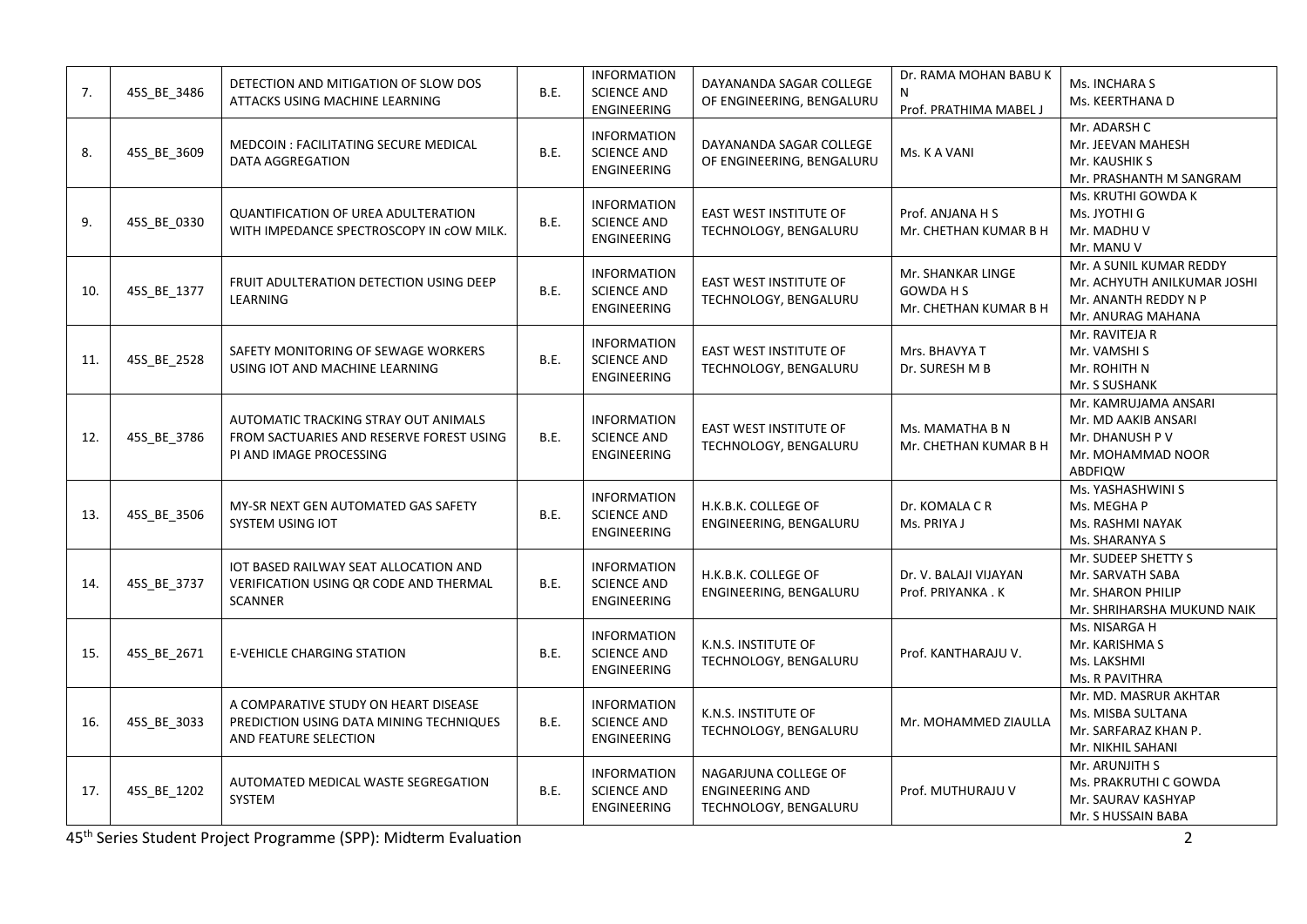| 7. | 45S_BE_3486 | DETECTION AND MITIGATION OF SLOW DOS ATTACKS USING MACHINE LEARNING | B.E. | INFORMATION SCIENCE AND ENGINEERING | DAYANANDA SAGAR COLLEGE OF ENGINEERING, BENGALURU | Dr. RAMA MOHAN BABU K N<br>Prof. PRATHIMA MABEL J | Ms. INCHARA S<br>Ms. KEERTHANA D |
|---|---|---|---|---|---|---|---|
| 8. | 45S_BE_3609 | MEDCOIN : FACILITATING SECURE MEDICAL DATA AGGREGATION | B.E. | INFORMATION SCIENCE AND ENGINEERING | DAYANANDA SAGAR COLLEGE OF ENGINEERING, BENGALURU | Ms. K A VANI | Mr. ADARSH C<br>Mr. JEEVAN MAHESH<br>Mr. KAUSHIK S<br>Mr. PRASHANTH M SANGRAM |
| 9. | 45S_BE_0330 | QUANTIFICATION OF UREA ADULTERATION WITH IMPEDANCE SPECTROSCOPY IN cOW MILK. | B.E. | INFORMATION SCIENCE AND ENGINEERING | EAST WEST INSTITUTE OF TECHNOLOGY, BENGALURU | Prof. ANJANA H S<br>Mr. CHETHAN KUMAR B H | Ms. KRUTHI GOWDA K<br>Ms. JYOTHI G<br>Mr. MADHU V<br>Mr. MANU V |
| 10. | 45S_BE_1377 | FRUIT ADULTERATION DETECTION USING DEEP LEARNING | B.E. | INFORMATION SCIENCE AND ENGINEERING | EAST WEST INSTITUTE OF TECHNOLOGY, BENGALURU | Mr. SHANKAR LINGE GOWDA H S<br>Mr. CHETHAN KUMAR B H | Mr. A SUNIL KUMAR REDDY<br>Mr. ACHYUTH ANILKUMAR JOSHI<br>Mr. ANANTH REDDY N P<br>Mr. ANURAG MAHANA |
| 11. | 45S_BE_2528 | SAFETY MONITORING OF SEWAGE WORKERS USING IOT AND MACHINE LEARNING | B.E. | INFORMATION SCIENCE AND ENGINEERING | EAST WEST INSTITUTE OF TECHNOLOGY, BENGALURU | Mrs. BHAVYA T<br>Dr. SURESH M B | Mr. RAVITEJA R<br>Mr. VAMSHI S<br>Mr. ROHITH N<br>Mr. S SUSHANK |
| 12. | 45S_BE_3786 | AUTOMATIC TRACKING STRAY OUT ANIMALS FROM SACTUARIES AND RESERVE FOREST USING PI AND IMAGE PROCESSING | B.E. | INFORMATION SCIENCE AND ENGINEERING | EAST WEST INSTITUTE OF TECHNOLOGY, BENGALURU | Ms. MAMATHA B N<br>Mr. CHETHAN KUMAR B H | Mr. KAMRUJAMA ANSARI<br>Mr. MD AAKIB ANSARI<br>Mr. DHANUSH P V<br>Mr. MOHAMMAD NOOR ABDFIQW |
| 13. | 45S_BE_3506 | MY-SR NEXT GEN AUTOMATED GAS SAFETY SYSTEM USING IOT | B.E. | INFORMATION SCIENCE AND ENGINEERING | H.K.B.K. COLLEGE OF ENGINEERING, BENGALURU | Dr. KOMALA C R<br>Ms. PRIYA J | Ms. YASHASHWINI S<br>Ms. MEGHA P<br>Ms. RASHMI NAYAK<br>Ms. SHARANYA S |
| 14. | 45S_BE_3737 | IOT BASED RAILWAY SEAT ALLOCATION AND VERIFICATION USING QR CODE AND THERMAL SCANNER | B.E. | INFORMATION SCIENCE AND ENGINEERING | H.K.B.K. COLLEGE OF ENGINEERING, BENGALURU | Dr. V. BALAJI VIJAYAN<br>Prof. PRIYANKA . K | Mr. SUDEEP SHETTY S<br>Mr. SARVATH SABA<br>Mr. SHARON PHILIP<br>Mr. SHRIHARSHA MUKUND NAIK |
| 15. | 45S_BE_2671 | E-VEHICLE CHARGING STATION | B.E. | INFORMATION SCIENCE AND ENGINEERING | K.N.S. INSTITUTE OF TECHNOLOGY, BENGALURU | Prof. KANTHARAJU V. | Ms. NISARGA H<br>Mr. KARISHMA S<br>Ms. LAKSHMI<br>Ms. R PAVITHRA |
| 16. | 45S_BE_3033 | A COMPARATIVE STUDY ON HEART DISEASE PREDICTION USING DATA MINING TECHNIQUES AND FEATURE SELECTION | B.E. | INFORMATION SCIENCE AND ENGINEERING | K.N.S. INSTITUTE OF TECHNOLOGY, BENGALURU | Mr. MOHAMMED ZIAULLA | Mr. MD. MASRUR AKHTAR<br>Ms. MISBA SULTANA<br>Mr. SARFARAZ KHAN P.<br>Mr. NIKHIL SAHANI |
| 17. | 45S_BE_1202 | AUTOMATED MEDICAL WASTE SEGREGATION SYSTEM | B.E. | INFORMATION SCIENCE AND ENGINEERING | NAGARJUNA COLLEGE OF ENGINEERING AND TECHNOLOGY, BENGALURU | Prof. MUTHURAJU V | Mr. ARUNJITH S<br>Ms. PRAKRUTHI C GOWDA<br>Mr. SAURAV KASHYAP<br>Mr. S HUSSAIN BABA |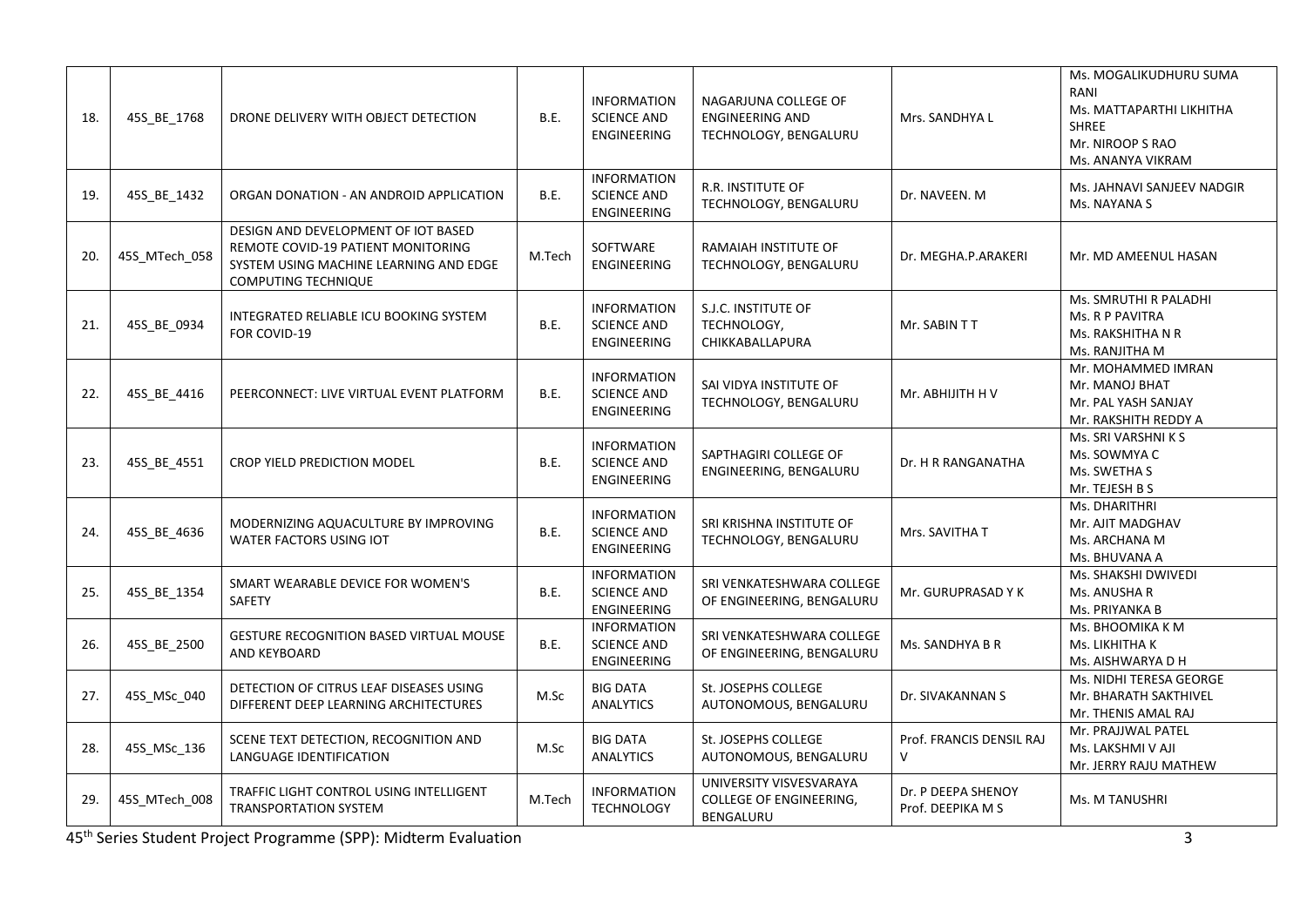| 18. | 45S_BE_1768 | DRONE DELIVERY WITH OBJECT DETECTION | B.E. | INFORMATION SCIENCE AND ENGINEERING | NAGARJUNA COLLEGE OF ENGINEERING AND TECHNOLOGY, BENGALURU | Mrs. SANDHYA L | Ms. MOGALIKUDHURU SUMA RANI<br>Ms. MATTAPARTHI LIKHITHA SHREE<br>Mr. NIROOP S RAO<br>Ms. ANANYA VIKRAM |
|---|---|---|---|---|---|---|---|
| 19. | 45S_BE_1432 | ORGAN DONATION - AN ANDROID APPLICATION | B.E. | INFORMATION SCIENCE AND ENGINEERING | R.R. INSTITUTE OF TECHNOLOGY, BENGALURU | Dr. NAVEEN. M | Ms. JAHNAVI SANJEEV NADGIR<br>Ms. NAYANA S |
| 20. | 45S_MTech_058 | DESIGN AND DEVELOPMENT OF IOT BASED REMOTE COVID-19 PATIENT MONITORING SYSTEM USING MACHINE LEARNING AND EDGE COMPUTING TECHNIQUE | M.Tech | SOFTWARE ENGINEERING | RAMAIAH INSTITUTE OF TECHNOLOGY, BENGALURU | Dr. MEGHA.P.ARAKERI | Mr. MD AMEENUL HASAN |
| 21. | 45S_BE_0934 | INTEGRATED RELIABLE ICU BOOKING SYSTEM FOR COVID-19 | B.E. | INFORMATION SCIENCE AND ENGINEERING | S.J.C. INSTITUTE OF TECHNOLOGY, CHIKKABALLAPURA | Mr. SABIN T T | Ms. SMRUTHI R PALADHI<br>Ms. R P PAVITRA<br>Ms. RAKSHITHA N R<br>Ms. RANJITHA M |
| 22. | 45S_BE_4416 | PEERCONNECT: LIVE VIRTUAL EVENT PLATFORM | B.E. | INFORMATION SCIENCE AND ENGINEERING | SAI VIDYA INSTITUTE OF TECHNOLOGY, BENGALURU | Mr. ABHIJITH H V | Mr. MOHAMMED IMRAN<br>Mr. MANOJ BHAT<br>Mr. PAL YASH SANJAY<br>Mr. RAKSHITH REDDY A |
| 23. | 45S_BE_4551 | CROP YIELD PREDICTION MODEL | B.E. | INFORMATION SCIENCE AND ENGINEERING | SAPTHAGIRI COLLEGE OF ENGINEERING, BENGALURU | Dr. H R RANGANATHA | Ms. SRI VARSHNI K S<br>Ms. SOWMYA C<br>Ms. SWETHA S<br>Mr. TEJESH B S |
| 24. | 45S_BE_4636 | MODERNIZING AQUACULTURE BY IMPROVING WATER FACTORS USING IOT | B.E. | INFORMATION SCIENCE AND ENGINEERING | SRI KRISHNA INSTITUTE OF TECHNOLOGY, BENGALURU | Mrs. SAVITHA T | Ms. DHARITHRI<br>Mr. AJIT MADGHAV<br>Ms. ARCHANA M<br>Ms. BHUVANA A |
| 25. | 45S_BE_1354 | SMART WEARABLE DEVICE FOR WOMEN'S SAFETY | B.E. | INFORMATION SCIENCE AND ENGINEERING | SRI VENKATESHWARA COLLEGE OF ENGINEERING, BENGALURU | Mr. GURUPRASAD Y K | Ms. SHAKSHI DWIVEDI<br>Ms. ANUSHA R<br>Ms. PRIYANKA B |
| 26. | 45S_BE_2500 | GESTURE RECOGNITION BASED VIRTUAL MOUSE AND KEYBOARD | B.E. | INFORMATION SCIENCE AND ENGINEERING | SRI VENKATESHWARA COLLEGE OF ENGINEERING, BENGALURU | Ms. SANDHYA B R | Ms. BHOOMIKA K M<br>Ms. LIKHITHA K<br>Ms. AISHWARYA D H |
| 27. | 45S_MSc_040 | DETECTION OF CITRUS LEAF DISEASES USING DIFFERENT DEEP LEARNING ARCHITECTURES | M.Sc | BIG DATA ANALYTICS | St. JOSEPHS COLLEGE AUTONOMOUS, BENGALURU | Dr. SIVAKANNAN S | Ms. NIDHI TERESA GEORGE<br>Mr. BHARATH SAKTHIVEL<br>Mr. THENIS AMAL RAJ |
| 28. | 45S_MSc_136 | SCENE TEXT DETECTION, RECOGNITION AND LANGUAGE IDENTIFICATION | M.Sc | BIG DATA ANALYTICS | St. JOSEPHS COLLEGE AUTONOMOUS, BENGALURU | Prof. FRANCIS DENSIL RAJ V | Mr. PRAJJWAL PATEL<br>Ms. LAKSHMI V AJI<br>Mr. JERRY RAJU MATHEW |
| 29. | 45S_MTech_008 | TRAFFIC LIGHT CONTROL USING INTELLIGENT TRANSPORTATION SYSTEM | M.Tech | INFORMATION TECHNOLOGY | UNIVERSITY VISVESVARAYA COLLEGE OF ENGINEERING, BENGALURU | Dr. P DEEPA SHENOY<br>Prof. DEEPIKA M S | Ms. M TANUSHRI |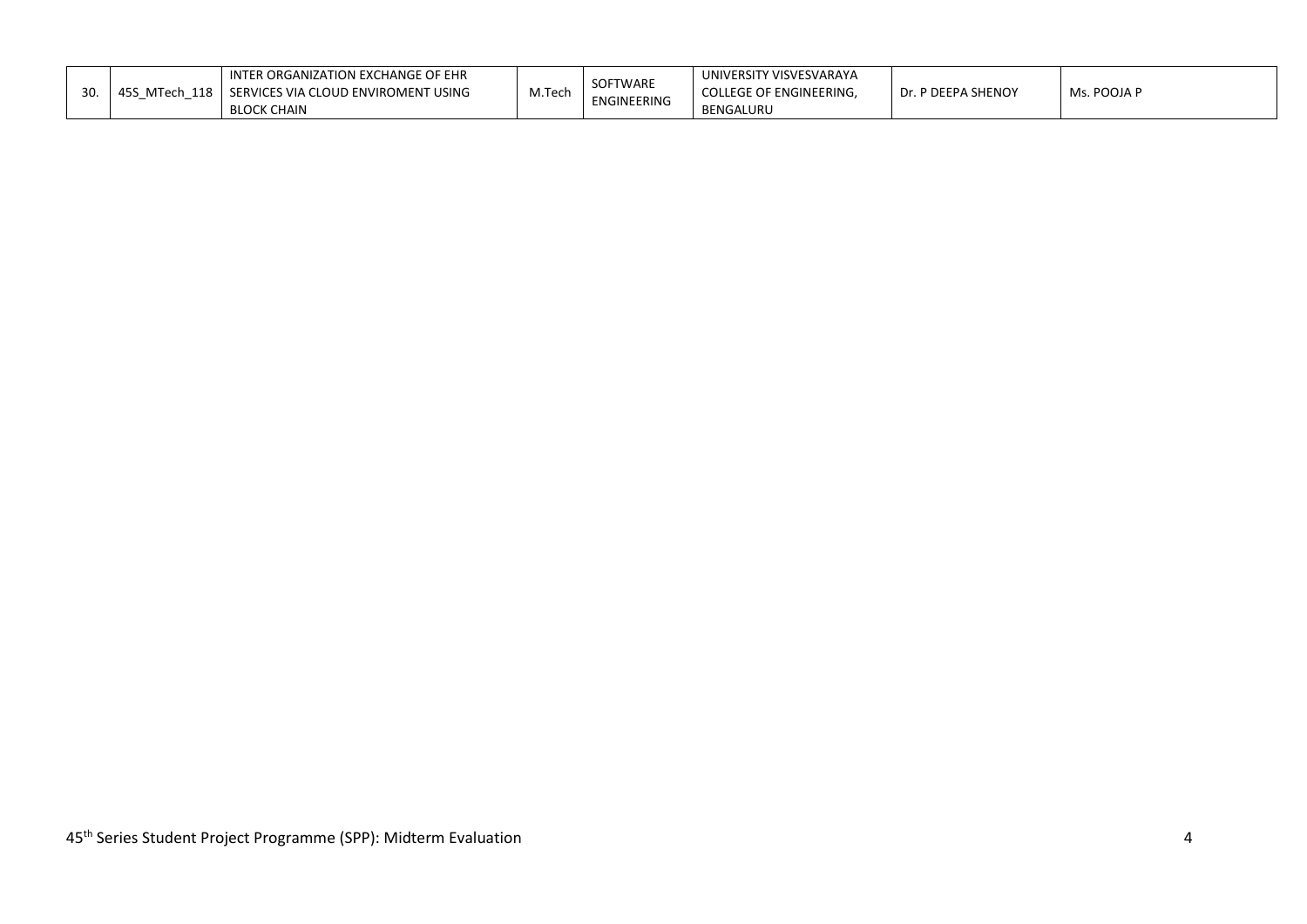| | | | | | | | |
|---|---|---|---|---|---|---|---|
| 30. | 45S_MTech_118 | INTER ORGANIZATION EXCHANGE OF EHR SERVICES VIA CLOUD ENVIROMENT USING BLOCK CHAIN | M.Tech | SOFTWARE ENGINEERING | UNIVERSITY VISVESVARAYA COLLEGE OF ENGINEERING, BENGALURU | Dr. P DEEPA SHENOY | Ms. POOJA P |